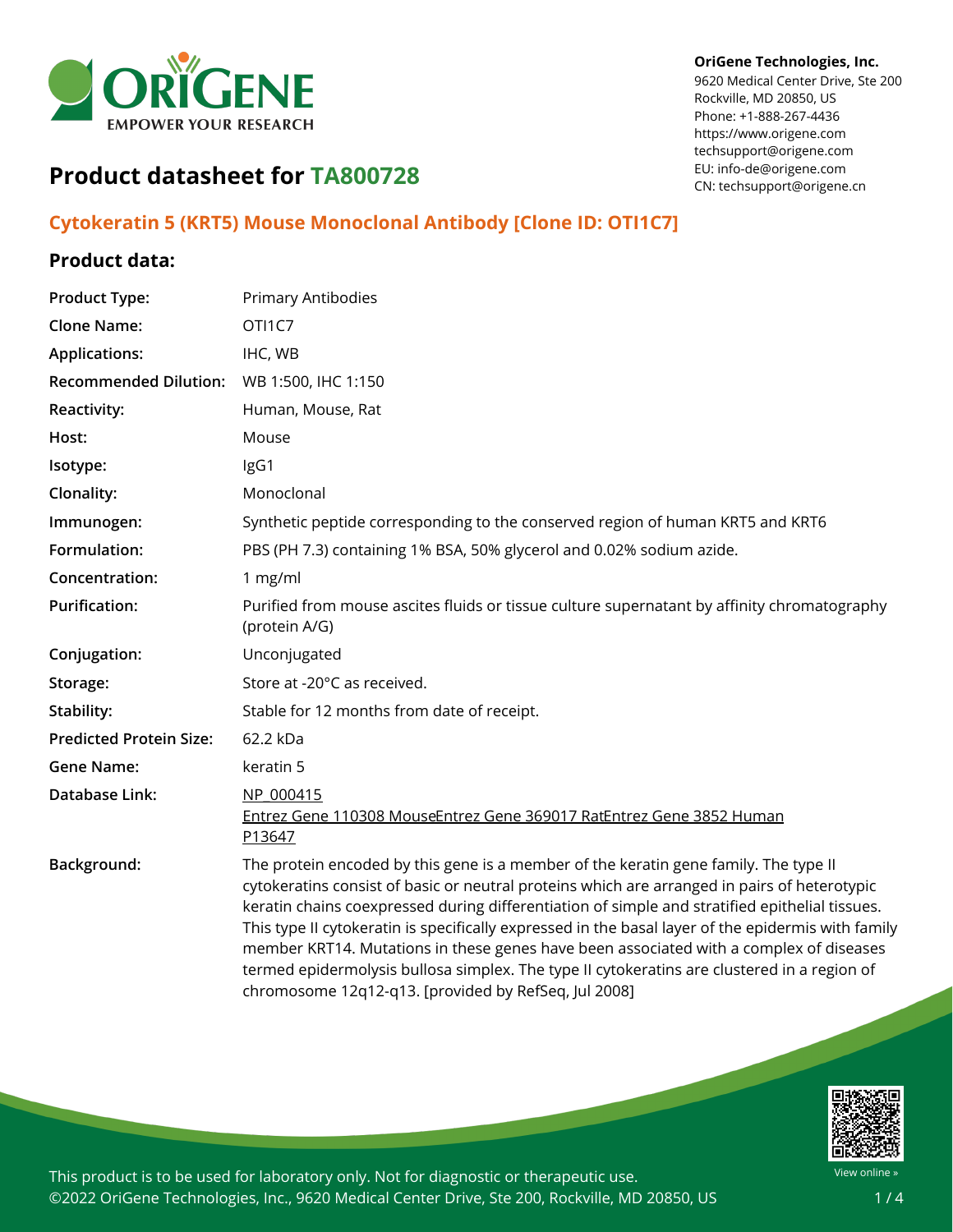OriGene Technologies, Inc.
9620 Medical Center Drive, Ste 200
Rockville, MD 20850, US
Phone: +1-888-267-4436
https://www.origene.com
techsupport@origene.com
EU: info-de@origene.com
CN: techsupport@origene.cn

# Product datasheet for TA800728

## Cytokeratin 5 (KRT5) Mouse Monoclonal Antibody [Clone ID: OTI1C7]

### Product data:

| | |
|---|---|
| **Product Type:** | Primary Antibodies |
| **Clone Name:** | OTI1C7 |
| **Applications:** | IHC, WB |
| **Recommended Dilution:** | WB 1:500, IHC 1:150 |
| **Reactivity:** | Human, Mouse, Rat |
| **Host:** | Mouse |
| **Isotype:** | IgG1 |
| **Clonality:** | Monoclonal |
| **Immunogen:** | Synthetic peptide corresponding to the conserved region of human KRT5 and KRT6 |
| **Formulation:** | PBS (PH 7.3) containing 1% BSA, 50% glycerol and 0.02% sodium azide. |
| **Concentration:** | 1 mg/ml |
| **Purification:** | Purified from mouse ascites fluids or tissue culture supernatant by affinity chromatography (protein A/G) |
| **Conjugation:** | Unconjugated |
| **Storage:** | Store at -20°C as received. |
| **Stability:** | Stable for 12 months from date of receipt. |
| **Predicted Protein Size:** | 62.2 kDa |
| **Gene Name:** | keratin 5 |
| **Database Link:** | NP_000415<br>Entrez Gene 110308 MouseEntrez Gene 369017 RatEntrez Gene 3852 Human<br>P13647 |
| **Background:** | The protein encoded by this gene is a member of the keratin gene family. The type II cytokeratins consist of basic or neutral proteins which are arranged in pairs of heterotypic keratin chains coexpressed during differentiation of simple and stratified epithelial tissues. This type II cytokeratin is specifically expressed in the basal layer of the epidermis with family member KRT14. Mutations in these genes have been associated with a complex of diseases termed epidermolysis bullosa simplex. The type II cytokeratins are clustered in a region of chromosome 12q12-q13. [provided by RefSeq, Jul 2008] |

This product is to be used for laboratory only. Not for diagnostic or therapeutic use.
©2022 OriGene Technologies, Inc., 9620 Medical Center Drive, Ste 200, Rockville, MD 20850, US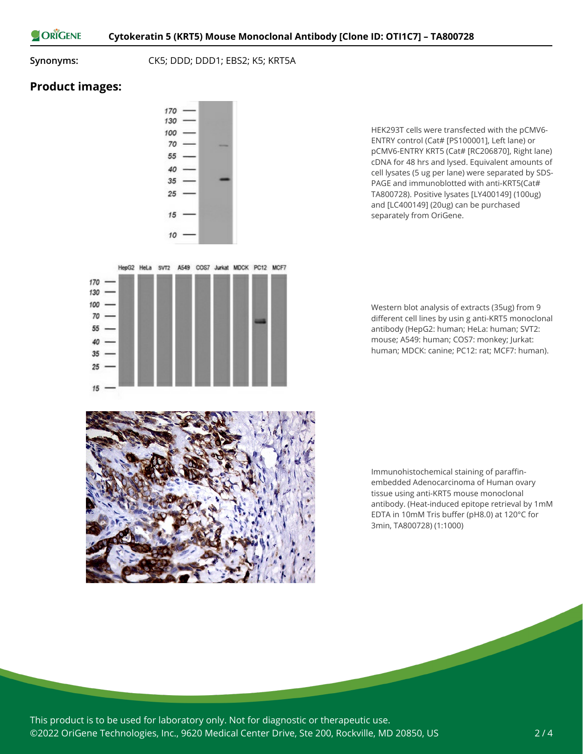**Synonyms:** CK5; DDD; DDD1; EBS2; K5; KRT5A

## Product images:

HEK293T cells were transfected with the pCMV6-ENTRY control (Cat# [PS100001], Left lane) or pCMV6-ENTRY KRT5 (Cat# [RC206870], Right lane) cDNA for 48 hrs and lysed. Equivalent amounts of cell lysates (5 ug per lane) were separated by SDS-PAGE and immunoblotted with anti-KRT5(Cat# TA800728). Positive lysates [LY400149] (100ug) and [LC400149] (20ug) can be purchased separately from OriGene.

Western blot analysis of extracts (35ug) from 9 different cell lines by usin g anti-KRT5 monoclonal antibody (HepG2: human; HeLa: human; SVT2: mouse; A549: human; COS7: monkey; Jurkat: human; MDCK: canine; PC12: rat; MCF7: human).

Immunohistochemical staining of paraffin-embedded Adenocarcinoma of Human ovary tissue using anti-KRT5 mouse monoclonal antibody. (Heat-induced epitope retrieval by 1mM EDTA in 10mM Tris buffer (pH8.0) at 120°C for 3min, TA800728) (1:1000)

This product is to be used for laboratory only. Not for diagnostic or therapeutic use.
©2022 OriGene Technologies, Inc., 9620 Medical Center Drive, Ste 200, Rockville, MD 20850, US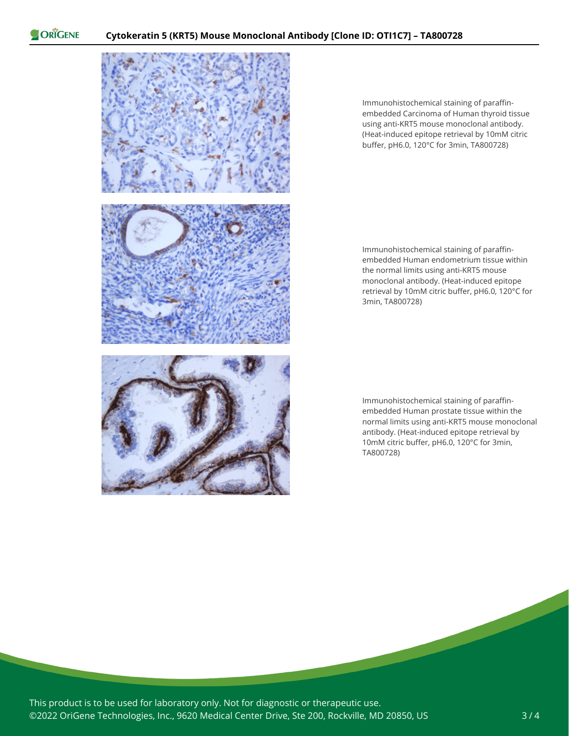Immunohistochemical staining of paraffin-embedded Carcinoma of Human thyroid tissue using anti-KRT5 mouse monoclonal antibody. (Heat-induced epitope retrieval by 10mM citric buffer, pH6.0, 120°C for 3min, TA800728)

Immunohistochemical staining of paraffin-embedded Human endometrium tissue within the normal limits using anti-KRT5 mouse monoclonal antibody. (Heat-induced epitope retrieval by 10mM citric buffer, pH6.0, 120°C for 3min, TA800728)

Immunohistochemical staining of paraffin-embedded Human prostate tissue within the normal limits using anti-KRT5 mouse monoclonal antibody. (Heat-induced epitope retrieval by 10mM citric buffer, pH6.0, 120°C for 3min, TA800728)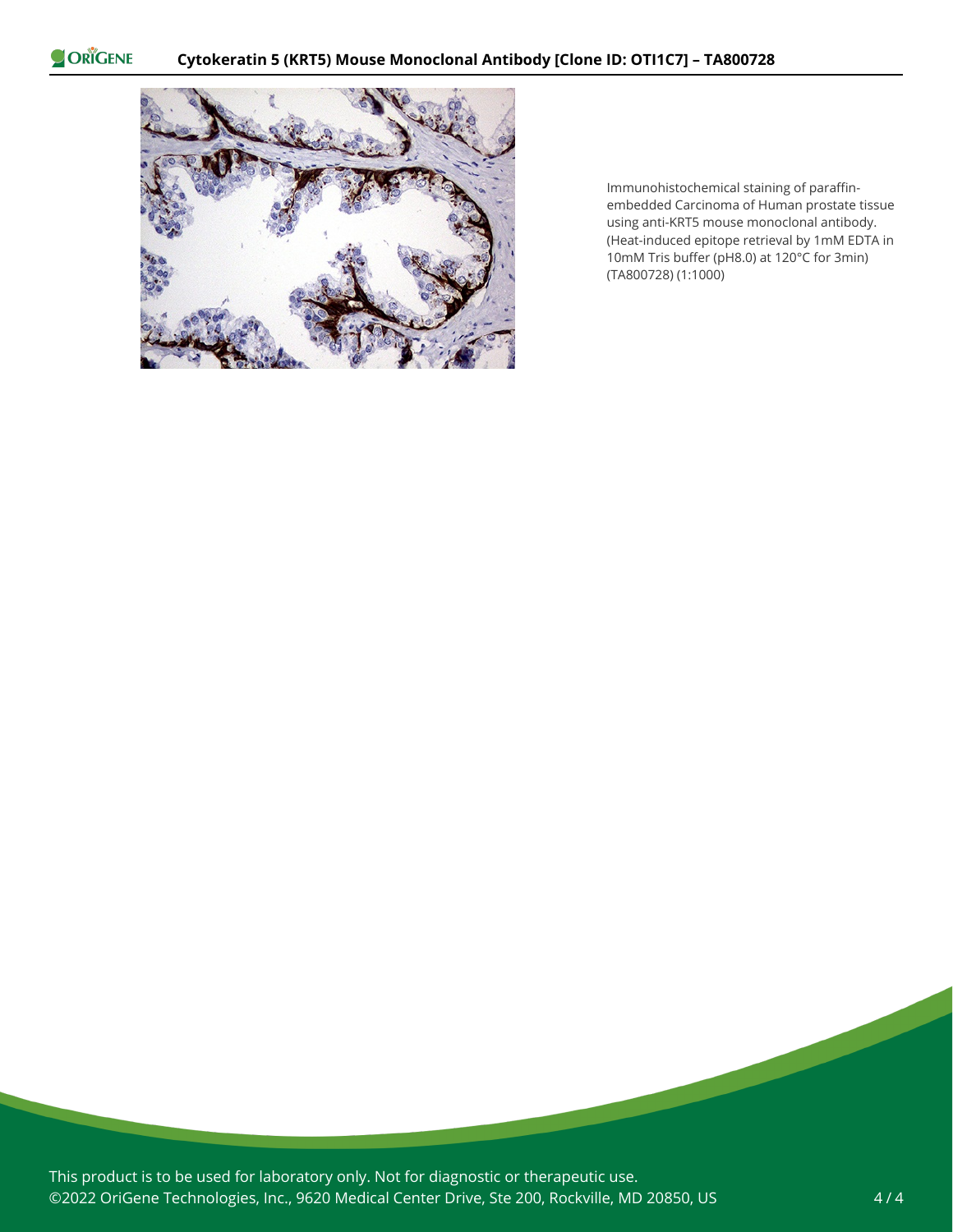Immunohistochemical staining of paraffin-embedded Carcinoma of Human prostate tissue using anti-KRT5 mouse monoclonal antibody. (Heat-induced epitope retrieval by 1mM EDTA in 10mM Tris buffer (pH8.0) at 120°C for 3min) (TA800728) (1:1000)

This product is to be used for laboratory only. Not for diagnostic or therapeutic use.
©2022 OriGene Technologies, Inc., 9620 Medical Center Drive, Ste 200, Rockville, MD 20850, US